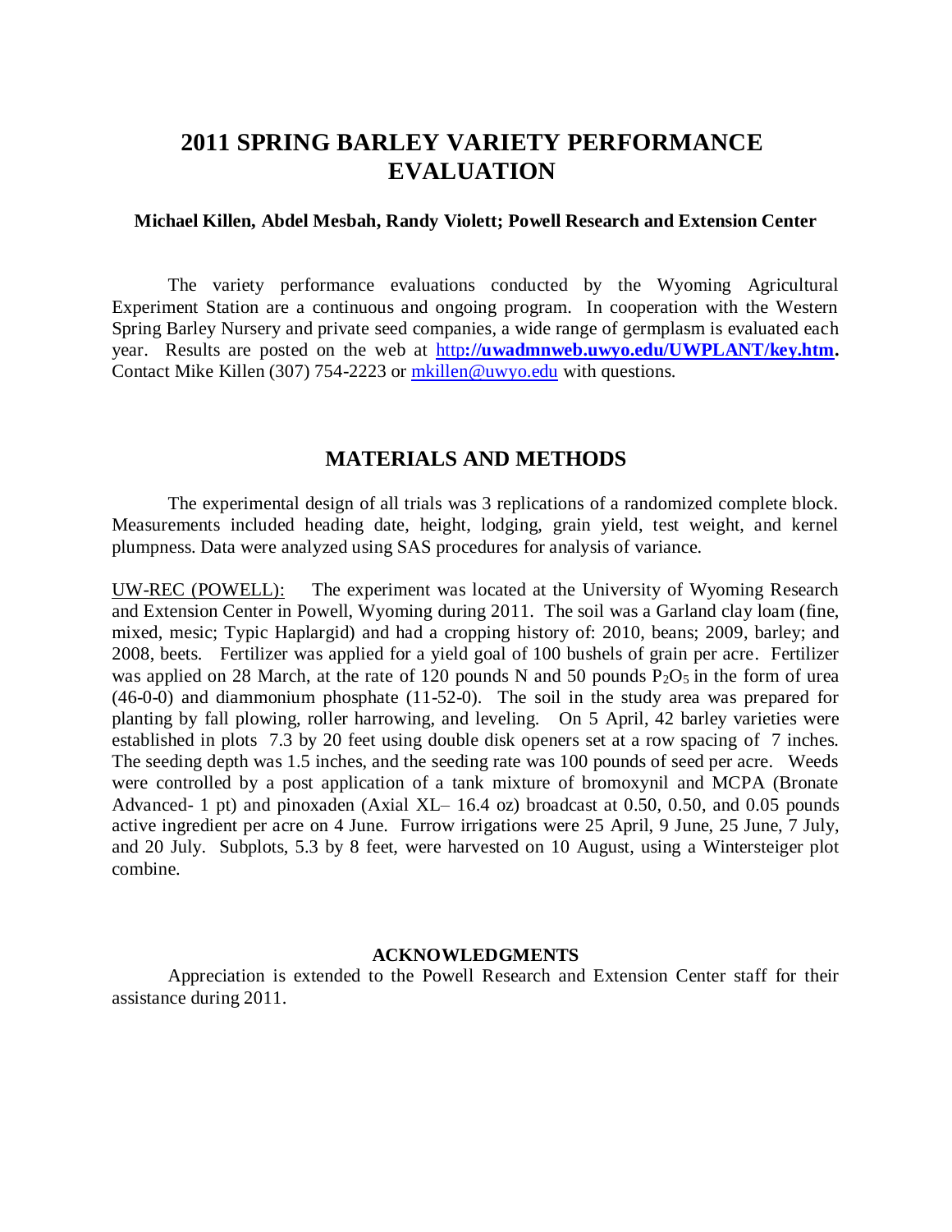# 2011 SPRING BARLEY VARIETY PERFORMANCE EVALUATION

**Michael Killen, Abdel Mesbah, Randy Violett; Powell Research and Extension Center**

The variety performance evaluations conducted by the Wyoming Agricultural Experiment Station are a continuous and ongoing program. In cooperation with the Western Spring Barley Nursery and private seed companies, a wide range of germplasm is evaluated each year. Results are posted on the web at **http://uwadmnweb.uwyo.edu/UWPLANT/key.htm.** Contact Mike Killen (307) 754-2223 or mkillen@uwyo.edu with questions.

## MATERIALS AND METHODS

The experimental design of all trials was 3 replications of a randomized complete block. Measurements included heading date, height, lodging, grain yield, test weight, and kernel plumpness. Data were analyzed using SAS procedures for analysis of variance.

UW-REC (POWELL): The experiment was located at the University of Wyoming Research and Extension Center in Powell, Wyoming during 2011. The soil was a Garland clay loam (fine, mixed, mesic; Typic Haplargid) and had a cropping history of: 2010, beans; 2009, barley; and 2008, beets. Fertilizer was applied for a yield goal of 100 bushels of grain per acre. Fertilizer was applied on 28 March, at the rate of 120 pounds N and 50 pounds $P_2O_5$ in the form of urea (46-0-0) and diammonium phosphate (11-52-0). The soil in the study area was prepared for planting by fall plowing, roller harrowing, and leveling. On 5 April, 42 barley varieties were established in plots 7.3 by 20 feet using double disk openers set at a row spacing of 7 inches. The seeding depth was 1.5 inches, and the seeding rate was 100 pounds of seed per acre. Weeds were controlled by a post application of a tank mixture of bromoxynil and MCPA (Bronate Advanced- 1 pt) and pinoxaden (Axial XL– 16.4 oz) broadcast at 0.50, 0.50, and 0.05 pounds active ingredient per acre on 4 June. Furrow irrigations were 25 April, 9 June, 25 June, 7 July, and 20 July. Subplots, 5.3 by 8 feet, were harvested on 10 August, using a Wintersteiger plot combine.

**ACKNOWLEDGMENTS**

Appreciation is extended to the Powell Research and Extension Center staff for their assistance during 2011.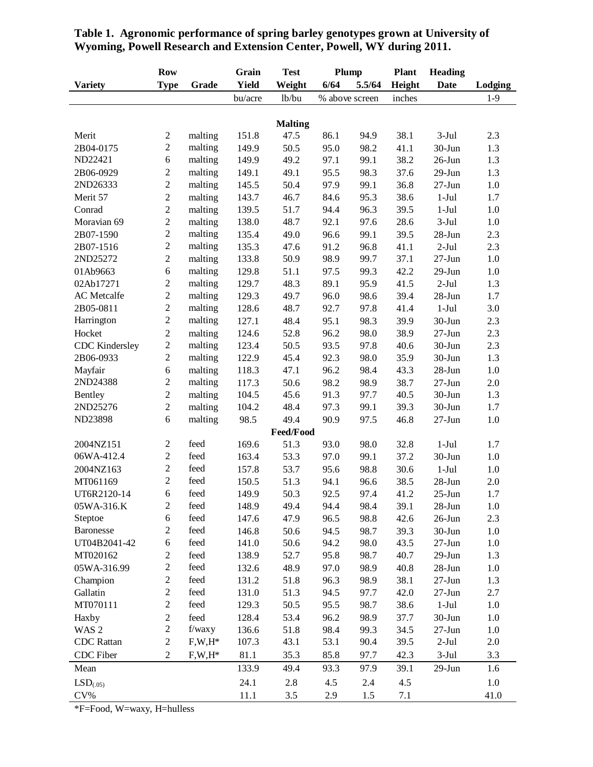**Table 1. Agronomic performance of spring barley genotypes grown at University of Wyoming, Powell Research and Extension Center, Powell, WY during 2011.**

| Variety | Row Type | Grade | Grain Yield | Test Weight | Plump 6/64 | Plump 5.5/64 | Plant Height | Heading Date | Lodging |
|---|---|---|---|---|---|---|---|---|---|
| | | | bu/acre | lb/bu | % above screen | | inches | | 1-9 |
| | | | | **Malting** | | | | | |
| Merit | 2 | malting | 151.8 | 47.5 | 86.1 | 94.9 | 38.1 | 3-Jul | 2.3 |
| 2B04-0175 | 2 | malting | 149.9 | 50.5 | 95.0 | 98.2 | 41.1 | 30-Jun | 1.3 |
| ND22421 | 6 | malting | 149.9 | 49.2 | 97.1 | 99.1 | 38.2 | 26-Jun | 1.3 |
| 2B06-0929 | 2 | malting | 149.1 | 49.1 | 95.5 | 98.3 | 37.6 | 29-Jun | 1.3 |
| 2ND26333 | 2 | malting | 145.5 | 50.4 | 97.9 | 99.1 | 36.8 | 27-Jun | 1.0 |
| Merit 57 | 2 | malting | 143.7 | 46.7 | 84.6 | 95.3 | 38.6 | 1-Jul | 1.7 |
| Conrad | 2 | malting | 139.5 | 51.7 | 94.4 | 96.3 | 39.5 | 1-Jul | 1.0 |
| Moravian 69 | 2 | malting | 138.0 | 48.7 | 92.1 | 97.6 | 28.6 | 3-Jul | 1.0 |
| 2B07-1590 | 2 | malting | 135.4 | 49.0 | 96.6 | 99.1 | 39.5 | 28-Jun | 2.3 |
| 2B07-1516 | 2 | malting | 135.3 | 47.6 | 91.2 | 96.8 | 41.1 | 2-Jul | 2.3 |
| 2ND25272 | 2 | malting | 133.8 | 50.9 | 98.9 | 99.7 | 37.1 | 27-Jun | 1.0 |
| 01Ab9663 | 6 | malting | 129.8 | 51.1 | 97.5 | 99.3 | 42.2 | 29-Jun | 1.0 |
| 02Ab17271 | 2 | malting | 129.7 | 48.3 | 89.1 | 95.9 | 41.5 | 2-Jul | 1.3 |
| AC Metcalfe | 2 | malting | 129.3 | 49.7 | 96.0 | 98.6 | 39.4 | 28-Jun | 1.7 |
| 2B05-0811 | 2 | malting | 128.6 | 48.7 | 92.7 | 97.8 | 41.4 | 1-Jul | 3.0 |
| Harrington | 2 | malting | 127.1 | 48.4 | 95.1 | 98.3 | 39.9 | 30-Jun | 2.3 |
| Hocket | 2 | malting | 124.6 | 52.8 | 96.2 | 98.0 | 38.9 | 27-Jun | 2.3 |
| CDC Kindersley | 2 | malting | 123.4 | 50.5 | 93.5 | 97.8 | 40.6 | 30-Jun | 2.3 |
| 2B06-0933 | 2 | malting | 122.9 | 45.4 | 92.3 | 98.0 | 35.9 | 30-Jun | 1.3 |
| Mayfair | 6 | malting | 118.3 | 47.1 | 96.2 | 98.4 | 43.3 | 28-Jun | 1.0 |
| 2ND24388 | 2 | malting | 117.3 | 50.6 | 98.2 | 98.9 | 38.7 | 27-Jun | 2.0 |
| Bentley | 2 | malting | 104.5 | 45.6 | 91.3 | 97.7 | 40.5 | 30-Jun | 1.3 |
| 2ND25276 | 2 | malting | 104.2 | 48.4 | 97.3 | 99.1 | 39.3 | 30-Jun | 1.7 |
| ND23898 | 6 | malting | 98.5 | 49.4 | 90.9 | 97.5 | 46.8 | 27-Jun | 1.0 |
| | | | | **Feed/Food** | | | | | |
| 2004NZ151 | 2 | feed | 169.6 | 51.3 | 93.0 | 98.0 | 32.8 | 1-Jul | 1.7 |
| 06WA-412.4 | 2 | feed | 163.4 | 53.3 | 97.0 | 99.1 | 37.2 | 30-Jun | 1.0 |
| 2004NZ163 | 2 | feed | 157.8 | 53.7 | 95.6 | 98.8 | 30.6 | 1-Jul | 1.0 |
| MT061169 | 2 | feed | 150.5 | 51.3 | 94.1 | 96.6 | 38.5 | 28-Jun | 2.0 |
| UT6R2120-14 | 6 | feed | 149.9 | 50.3 | 92.5 | 97.4 | 41.2 | 25-Jun | 1.7 |
| 05WA-316.K | 2 | feed | 148.9 | 49.4 | 94.4 | 98.4 | 39.1 | 28-Jun | 1.0 |
| Steptoe | 6 | feed | 147.6 | 47.9 | 96.5 | 98.8 | 42.6 | 26-Jun | 2.3 |
| Baronesse | 2 | feed | 146.8 | 50.6 | 94.5 | 98.7 | 39.3 | 30-Jun | 1.0 |
| UT04B2041-42 | 6 | feed | 141.0 | 50.6 | 94.2 | 98.0 | 43.5 | 27-Jun | 1.0 |
| MT020162 | 2 | feed | 138.9 | 52.7 | 95.8 | 98.7 | 40.7 | 29-Jun | 1.3 |
| 05WA-316.99 | 2 | feed | 132.6 | 48.9 | 97.0 | 98.9 | 40.8 | 28-Jun | 1.0 |
| Champion | 2 | feed | 131.2 | 51.8 | 96.3 | 98.9 | 38.1 | 27-Jun | 1.3 |
| Gallatin | 2 | feed | 131.0 | 51.3 | 94.5 | 97.7 | 42.0 | 27-Jun | 2.7 |
| MT070111 | 2 | feed | 129.3 | 50.5 | 95.5 | 98.7 | 38.6 | 1-Jul | 1.0 |
| Haxby | 2 | feed | 128.4 | 53.4 | 96.2 | 98.9 | 37.7 | 30-Jun | 1.0 |
| WAS 2 | 2 | f/waxy | 136.6 | 51.8 | 98.4 | 99.3 | 34.5 | 27-Jun | 1.0 |
| CDC Rattan | 2 | F,W,H* | 107.3 | 43.1 | 53.1 | 90.4 | 39.5 | 2-Jul | 2.0 |
| CDC Fiber | 2 | F,W,H* | 81.1 | 35.3 | 85.8 | 97.7 | 42.3 | 3-Jul | 3.3 |
| Mean | | | 133.9 | 49.4 | 93.3 | 97.9 | 39.1 | 29-Jun | 1.6 |
| $LSD_{(.05)}$ | | | 24.1 | 2.8 | 4.5 | 2.4 | 4.5 | | 1.0 |
| CV% | | | 11.1 | 3.5 | 2.9 | 1.5 | 7.1 | | 41.0 |

*F=Food, W=waxy, H=hulless